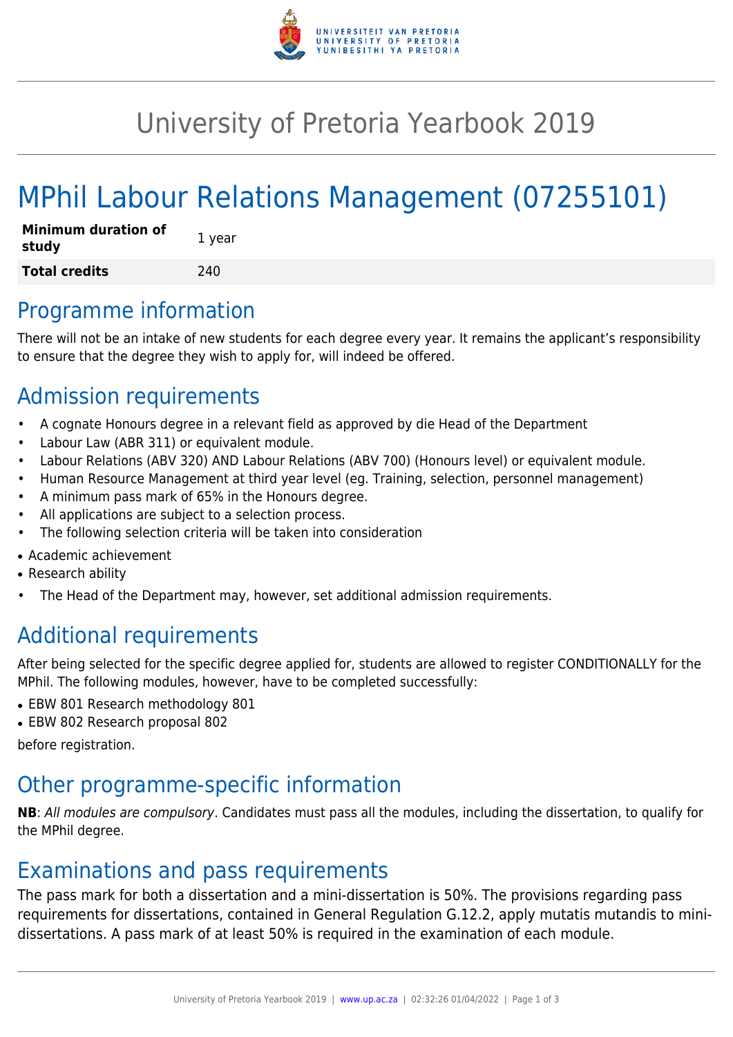# University of Pretoria Yearbook 2019

# MPhil Labour Relations Management (07255101)

| **Minimum duration of study** | 1 year |
| --- | --- |
| **Total credits** | 240 |

## Programme information

There will not be an intake of new students for each degree every year. It remains the applicant's responsibility to ensure that the degree they wish to apply for, will indeed be offered.

## Admission requirements

- A cognate Honours degree in a relevant field as approved by die Head of the Department
- Labour Law (ABR 311) or equivalent module.
- Labour Relations (ABV 320) AND Labour Relations (ABV 700) (Honours level) or equivalent module.
- Human Resource Management at third year level (eg. Training, selection, personnel management)
- A minimum pass mark of 65% in the Honours degree.
- All applications are subject to a selection process.
- The following selection criteria will be taken into consideration
  - Academic achievement
  - Research ability
- The Head of the Department may, however, set additional admission requirements.

## Additional requirements

After being selected for the specific degree applied for, students are allowed to register CONDITIONALLY for the MPhil. The following modules, however, have to be completed successfully:

- EBW 801 Research methodology 801
- EBW 802 Research proposal 802

before registration.

## Other programme-specific information

**NB**: *All modules are compulsory*. Candidates must pass all the modules, including the dissertation, to qualify for the MPhil degree.

## Examinations and pass requirements

The pass mark for both a dissertation and a mini-dissertation is 50%. The provisions regarding pass requirements for dissertations, contained in General Regulation G.12.2, apply mutatis mutandis to mini-dissertations. A pass mark of at least 50% is required in the examination of each module.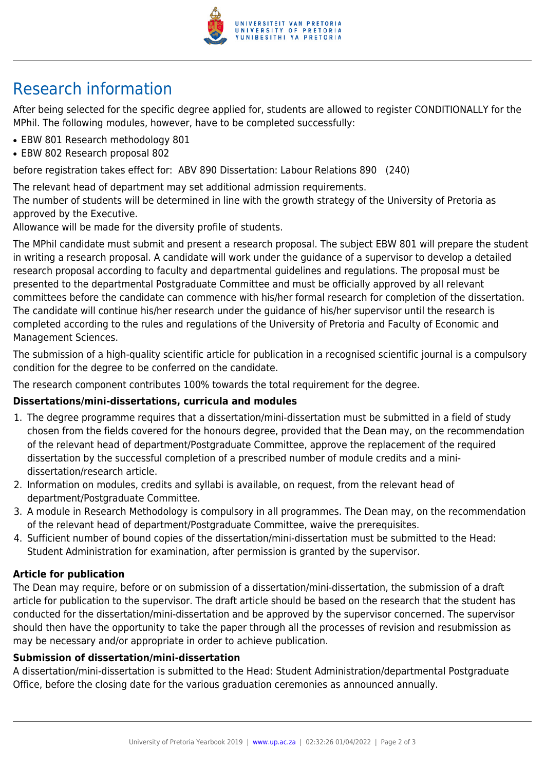# Research information

After being selected for the specific degree applied for, students are allowed to register CONDITIONALLY for the MPhil. The following modules, however, have to be completed successfully:

- EBW 801 Research methodology 801
- EBW 802 Research proposal 802

before registration takes effect for: ABV 890 Dissertation: Labour Relations 890 (240)

The relevant head of department may set additional admission requirements.
The number of students will be determined in line with the growth strategy of the University of Pretoria as approved by the Executive.
Allowance will be made for the diversity profile of students.

The MPhil candidate must submit and present a research proposal. The subject EBW 801 will prepare the student in writing a research proposal. A candidate will work under the guidance of a supervisor to develop a detailed research proposal according to faculty and departmental guidelines and regulations. The proposal must be presented to the departmental Postgraduate Committee and must be officially approved by all relevant committees before the candidate can commence with his/her formal research for completion of the dissertation. The candidate will continue his/her research under the guidance of his/her supervisor until the research is completed according to the rules and regulations of the University of Pretoria and Faculty of Economic and Management Sciences.

The submission of a high-quality scientific article for publication in a recognised scientific journal is a compulsory condition for the degree to be conferred on the candidate.

The research component contributes 100% towards the total requirement for the degree.

**Dissertations/mini-dissertations, curricula and modules**

1. The degree programme requires that a dissertation/mini-dissertation must be submitted in a field of study chosen from the fields covered for the honours degree, provided that the Dean may, on the recommendation of the relevant head of department/Postgraduate Committee, approve the replacement of the required dissertation by the successful completion of a prescribed number of module credits and a mini-dissertation/research article.
2. Information on modules, credits and syllabi is available, on request, from the relevant head of department/Postgraduate Committee.
3. A module in Research Methodology is compulsory in all programmes. The Dean may, on the recommendation of the relevant head of department/Postgraduate Committee, waive the prerequisites.
4. Sufficient number of bound copies of the dissertation/mini-dissertation must be submitted to the Head: Student Administration for examination, after permission is granted by the supervisor.

**Article for publication**

The Dean may require, before or on submission of a dissertation/mini-dissertation, the submission of a draft article for publication to the supervisor. The draft article should be based on the research that the student has conducted for the dissertation/mini-dissertation and be approved by the supervisor concerned. The supervisor should then have the opportunity to take the paper through all the processes of revision and resubmission as may be necessary and/or appropriate in order to achieve publication.

**Submission of dissertation/mini-dissertation**

A dissertation/mini-dissertation is submitted to the Head: Student Administration/departmental Postgraduate Office, before the closing date for the various graduation ceremonies as announced annually.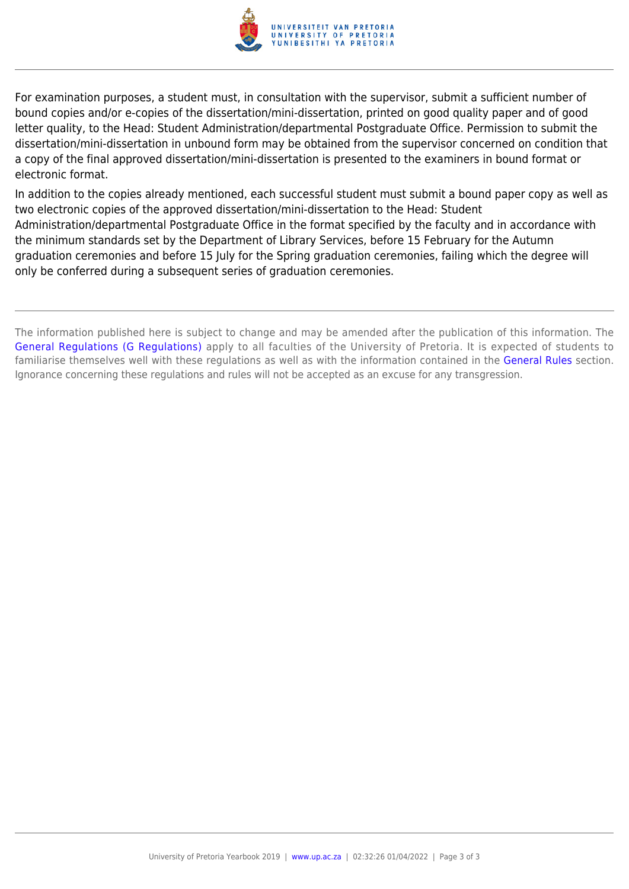For examination purposes, a student must, in consultation with the supervisor, submit a sufficient number of bound copies and/or e-copies of the dissertation/mini-dissertation, printed on good quality paper and of good letter quality, to the Head: Student Administration/departmental Postgraduate Office. Permission to submit the dissertation/mini-dissertation in unbound form may be obtained from the supervisor concerned on condition that a copy of the final approved dissertation/mini-dissertation is presented to the examiners in bound format or electronic format.

In addition to the copies already mentioned, each successful student must submit a bound paper copy as well as two electronic copies of the approved dissertation/mini-dissertation to the Head: Student Administration/departmental Postgraduate Office in the format specified by the faculty and in accordance with the minimum standards set by the Department of Library Services, before 15 February for the Autumn graduation ceremonies and before 15 July for the Spring graduation ceremonies, failing which the degree will only be conferred during a subsequent series of graduation ceremonies.

---

The information published here is subject to change and may be amended after the publication of this information. The General Regulations (G Regulations) apply to all faculties of the University of Pretoria. It is expected of students to familiarise themselves well with these regulations as well as with the information contained in the General Rules section. Ignorance concerning these regulations and rules will not be accepted as an excuse for any transgression.